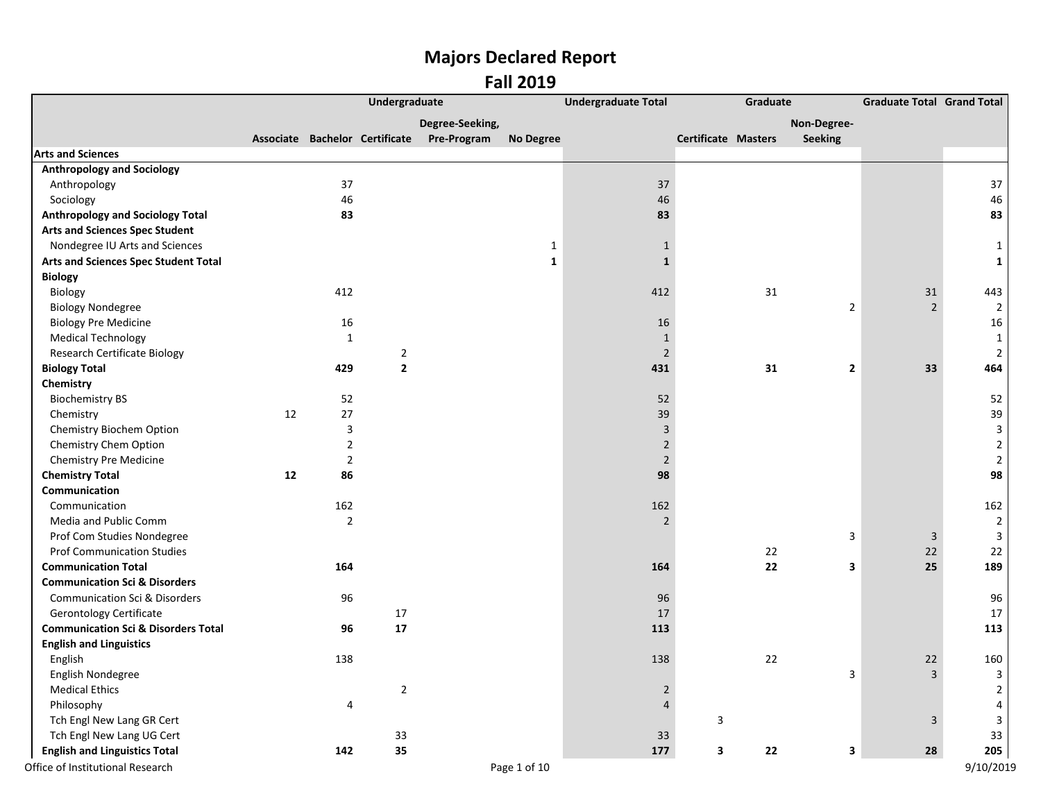# Majors Declared Report

## Fall 2019

| | Undergraduate | | | | | Undergraduate Total | Graduate | | | Graduate Total | Grand Total |
|---|---|---|---|---|---|---|---|---|---|---|---|
| | Associate | Bachelor | Certificate | Degree-Seeking, Pre-Program | No Degree | | Certificate | Masters | Non-Degree-Seeking | | |
| **Arts and Sciences** | | | | | | | | | | | |
| **Anthropology and Sociology** | | | | | | | | | | | |
| Anthropology | | 37 | | | | 37 | | | | | 37 |
| Sociology | | 46 | | | | 46 | | | | | 46 |
| **Anthropology and Sociology Total** | | **83** | | | | **83** | | | | | **83** |
| **Arts and Sciences Spec Student** | | | | | | | | | | | |
| Nondegree IU Arts and Sciences | | | | | 1 | 1 | | | | | 1 |
| **Arts and Sciences Spec Student Total** | | | | | **1** | **1** | | | | | **1** |
| **Biology** | | | | | | | | | | | |
| Biology | | 412 | | | | 412 | | 31 | | 31 | 443 |
| Biology Nondegree | | | | | | | | | 2 | 2 | 2 |
| Biology Pre Medicine | | 16 | | | | 16 | | | | | 16 |
| Medical Technology | | 1 | | | | 1 | | | | | 1 |
| Research Certificate Biology | | | 2 | | | 2 | | | | | 2 |
| **Biology Total** | | **429** | **2** | | | **431** | | **31** | **2** | **33** | **464** |
| **Chemistry** | | | | | | | | | | | |
| Biochemistry BS | | 52 | | | | 52 | | | | | 52 |
| Chemistry | 12 | 27 | | | | 39 | | | | | 39 |
| Chemistry Biochem Option | | 3 | | | | 3 | | | | | 3 |
| Chemistry Chem Option | | 2 | | | | 2 | | | | | 2 |
| Chemistry Pre Medicine | | 2 | | | | 2 | | | | | 2 |
| **Chemistry Total** | **12** | **86** | | | | **98** | | | | | **98** |
| **Communication** | | | | | | | | | | | |
| Communication | | 162 | | | | 162 | | | | | 162 |
| Media and Public Comm | | 2 | | | | 2 | | | | | 2 |
| Prof Com Studies Nondegree | | | | | | | | | 3 | 3 | 3 |
| Prof Communication Studies | | | | | | | | 22 | | 22 | 22 |
| **Communication Total** | | **164** | | | | **164** | | **22** | **3** | **25** | **189** |
| **Communication Sci & Disorders** | | | | | | | | | | | |
| Communication Sci & Disorders | | 96 | | | | 96 | | | | | 96 |
| Gerontology Certificate | | | 17 | | | 17 | | | | | 17 |
| **Communication Sci & Disorders Total** | | **96** | **17** | | | **113** | | | | | **113** |
| **English and Linguistics** | | | | | | | | | | | |
| English | | 138 | | | | 138 | | 22 | | 22 | 160 |
| English Nondegree | | | | | | | | | 3 | 3 | 3 |
| Medical Ethics | | | 2 | | | 2 | | | | | 2 |
| Philosophy | | 4 | | | | 4 | | | | | 4 |
| Tch Engl New Lang GR Cert | | | | | | | 3 | | | 3 | 3 |
| Tch Engl New Lang UG Cert | | | 33 | | | 33 | | | | | 33 |
| **English and Linguistics Total** | | **142** | **35** | | | **177** | **3** | **22** | **3** | **28** | **205** |

Office of Institutional Research　　9/10/2019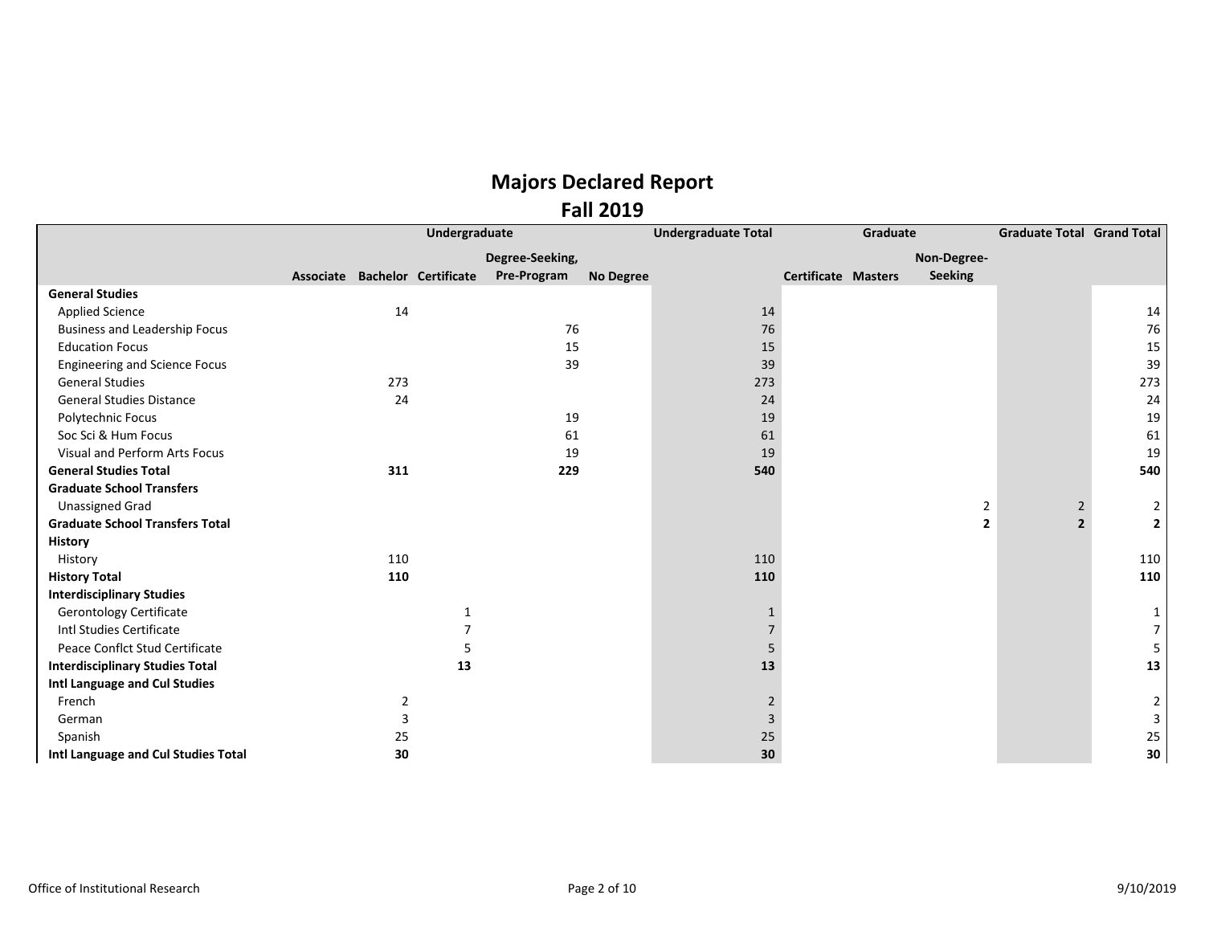# Majors Declared Report
## Fall 2019

| | Undergraduate | | | | | Undergraduate Total | Graduate | | | Graduate Total | Grand Total |
|---|---|---|---|---|---|---|---|---|---|---|---|
| | Associate | Bachelor | Certificate | Degree-Seeking, Pre-Program | No Degree | | Certificate | Masters | Non-Degree-Seeking | | |
| **General Studies** | | | | | | | | | | | |
| Applied Science | | 14 | | | | 14 | | | | | 14 |
| Business and Leadership Focus | | | | 76 | | 76 | | | | | 76 |
| Education Focus | | | | 15 | | 15 | | | | | 15 |
| Engineering and Science Focus | | | | 39 | | 39 | | | | | 39 |
| General Studies | | 273 | | | | 273 | | | | | 273 |
| General Studies Distance | | 24 | | | | 24 | | | | | 24 |
| Polytechnic Focus | | | | 19 | | 19 | | | | | 19 |
| Soc Sci & Hum Focus | | | | 61 | | 61 | | | | | 61 |
| Visual and Perform Arts Focus | | | | 19 | | 19 | | | | | 19 |
| **General Studies Total** | | **311** | | **229** | | **540** | | | | | **540** |
| **Graduate School Transfers** | | | | | | | | | | | |
| Unassigned Grad | | | | | | | | | 2 | 2 | 2 |
| **Graduate School Transfers Total** | | | | | | | | | **2** | **2** | **2** |
| **History** | | | | | | | | | | | |
| History | | 110 | | | | 110 | | | | | 110 |
| **History Total** | | **110** | | | | **110** | | | | | **110** |
| **Interdisciplinary Studies** | | | | | | | | | | | |
| Gerontology Certificate | | | 1 | | | 1 | | | | | 1 |
| Intl Studies Certificate | | | 7 | | | 7 | | | | | 7 |
| Peace Conflct Stud Certificate | | | 5 | | | 5 | | | | | 5 |
| **Interdisciplinary Studies Total** | | | **13** | | | **13** | | | | | **13** |
| **Intl Language and Cul Studies** | | | | | | | | | | | |
| French | | 2 | | | | 2 | | | | | 2 |
| German | | 3 | | | | 3 | | | | | 3 |
| Spanish | | 25 | | | | 25 | | | | | 25 |
| **Intl Language and Cul Studies Total** | | **30** | | | | **30** | | | | | **30** |

Office of Institutional Research 9/10/2019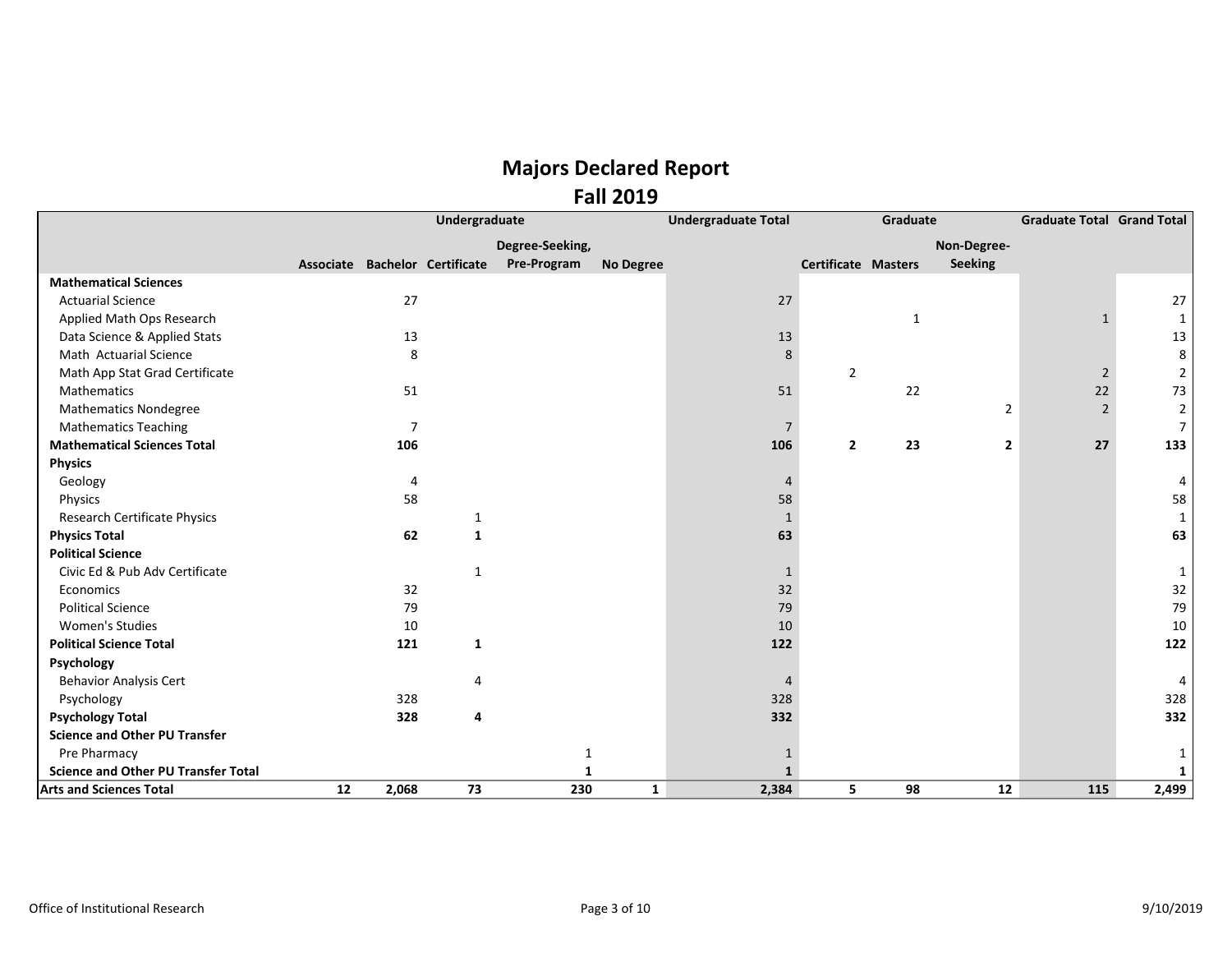# Majors Declared Report

## Fall 2019

| | Undergraduate | | | | | Undergraduate Total | Graduate | | | Graduate Total | Grand Total |
|---|---|---|---|---|---|---|---|---|---|---|---|
| | Associate | Bachelor | Certificate | Degree-Seeking, Pre-Program | No Degree | | Certificate | Masters | Non-Degree-Seeking | | |
| **Mathematical Sciences** | | | | | | | | | | | |
| Actuarial Science | | 27 | | | | 27 | | | | | 27 |
| Applied Math Ops Research | | | | | | | | 1 | | 1 | 1 |
| Data Science & Applied Stats | | 13 | | | | 13 | | | | | 13 |
| Math Actuarial Science | | 8 | | | | 8 | | | | | 8 |
| Math App Stat Grad Certificate | | | | | | | 2 | | | 2 | 2 |
| Mathematics | | 51 | | | | 51 | | 22 | | 22 | 73 |
| Mathematics Nondegree | | | | | | | | | 2 | 2 | 2 |
| Mathematics Teaching | | 7 | | | | 7 | | | | | 7 |
| **Mathematical Sciences Total** | | **106** | | | | **106** | **2** | **23** | **2** | **27** | **133** |
| **Physics** | | | | | | | | | | | |
| Geology | | 4 | | | | 4 | | | | | 4 |
| Physics | | 58 | | | | 58 | | | | | 58 |
| Research Certificate Physics | | | 1 | | | 1 | | | | | 1 |
| **Physics Total** | | **62** | **1** | | | **63** | | | | | **63** |
| **Political Science** | | | | | | | | | | | |
| Civic Ed & Pub Adv Certificate | | | 1 | | | 1 | | | | | 1 |
| Economics | | 32 | | | | 32 | | | | | 32 |
| Political Science | | 79 | | | | 79 | | | | | 79 |
| Women's Studies | | 10 | | | | 10 | | | | | 10 |
| **Political Science Total** | | **121** | **1** | | | **122** | | | | | **122** |
| **Psychology** | | | | | | | | | | | |
| Behavior Analysis Cert | | | 4 | | | 4 | | | | | 4 |
| Psychology | | 328 | | | | 328 | | | | | 328 |
| **Psychology Total** | | **328** | **4** | | | **332** | | | | | **332** |
| **Science and Other PU Transfer** | | | | | | | | | | | |
| Pre Pharmacy | | | | 1 | | 1 | | | | | 1 |
| **Science and Other PU Transfer Total** | | | | **1** | | **1** | | | | | **1** |
| **Arts and Sciences Total** | **12** | **2,068** | **73** | **230** | **1** | **2,384** | **5** | **98** | **12** | **115** | **2,499** |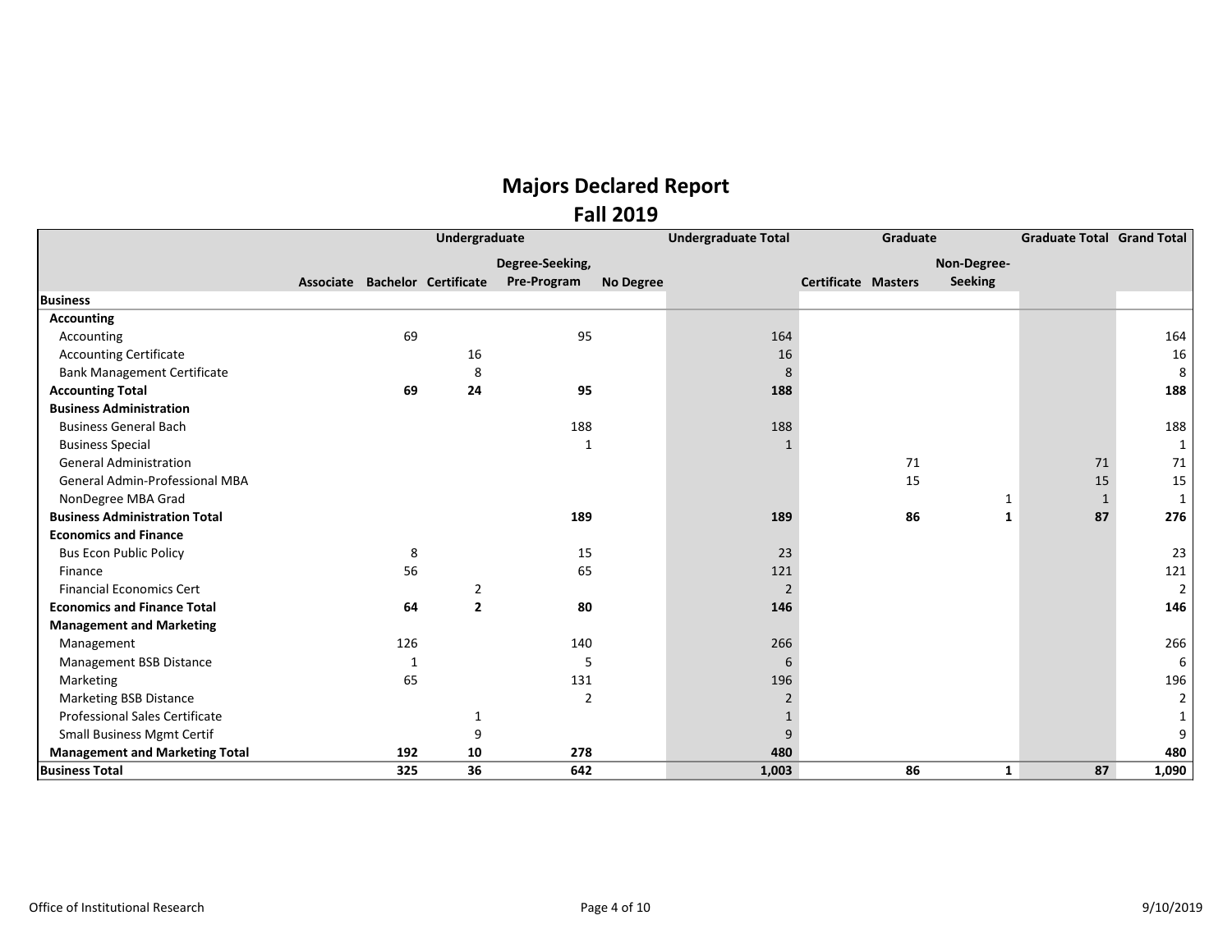# Majors Declared Report

## Fall 2019

| | Undergraduate | | | | | Undergraduate Total | Graduate | | | Graduate Total | Grand Total |
|---|---|---|---|---|---|---|---|---|---|---|---|
| | Associate | Bachelor | Certificate | Degree-Seeking, Pre-Program | No Degree | | Certificate | Masters | Non-Degree-Seeking | | |
| **Business** | | | | | | | | | | | |
| **Accounting** | | | | | | | | | | | |
| Accounting | | 69 | | 95 | | 164 | | | | | 164 |
| Accounting Certificate | | | 16 | | | 16 | | | | | 16 |
| Bank Management Certificate | | | 8 | | | 8 | | | | | 8 |
| **Accounting Total** | | **69** | **24** | **95** | | **188** | | | | | **188** |
| **Business Administration** | | | | | | | | | | | |
| Business General Bach | | | | 188 | | 188 | | | | | 188 |
| Business Special | | | | 1 | | 1 | | | | | 1 |
| General Administration | | | | | | | | 71 | | 71 | 71 |
| General Admin-Professional MBA | | | | | | | | 15 | | 15 | 15 |
| NonDegree MBA Grad | | | | | | | | | 1 | 1 | 1 |
| **Business Administration Total** | | | | **189** | | **189** | | **86** | **1** | **87** | **276** |
| **Economics and Finance** | | | | | | | | | | | |
| Bus Econ Public Policy | | 8 | | 15 | | 23 | | | | | 23 |
| Finance | | 56 | | 65 | | 121 | | | | | 121 |
| Financial Economics Cert | | | 2 | | | 2 | | | | | 2 |
| **Economics and Finance Total** | | **64** | **2** | **80** | | **146** | | | | | **146** |
| **Management and Marketing** | | | | | | | | | | | |
| Management | | 126 | | 140 | | 266 | | | | | 266 |
| Management BSB Distance | | 1 | | 5 | | 6 | | | | | 6 |
| Marketing | | 65 | | 131 | | 196 | | | | | 196 |
| Marketing BSB Distance | | | | 2 | | 2 | | | | | 2 |
| Professional Sales Certificate | | | 1 | | | 1 | | | | | 1 |
| Small Business Mgmt Certif | | | 9 | | | 9 | | | | | 9 |
| **Management and Marketing Total** | | **192** | **10** | **278** | | **480** | | | | | **480** |
| **Business Total** | | **325** | **36** | **642** | | **1,003** | | **86** | **1** | **87** | **1,090** |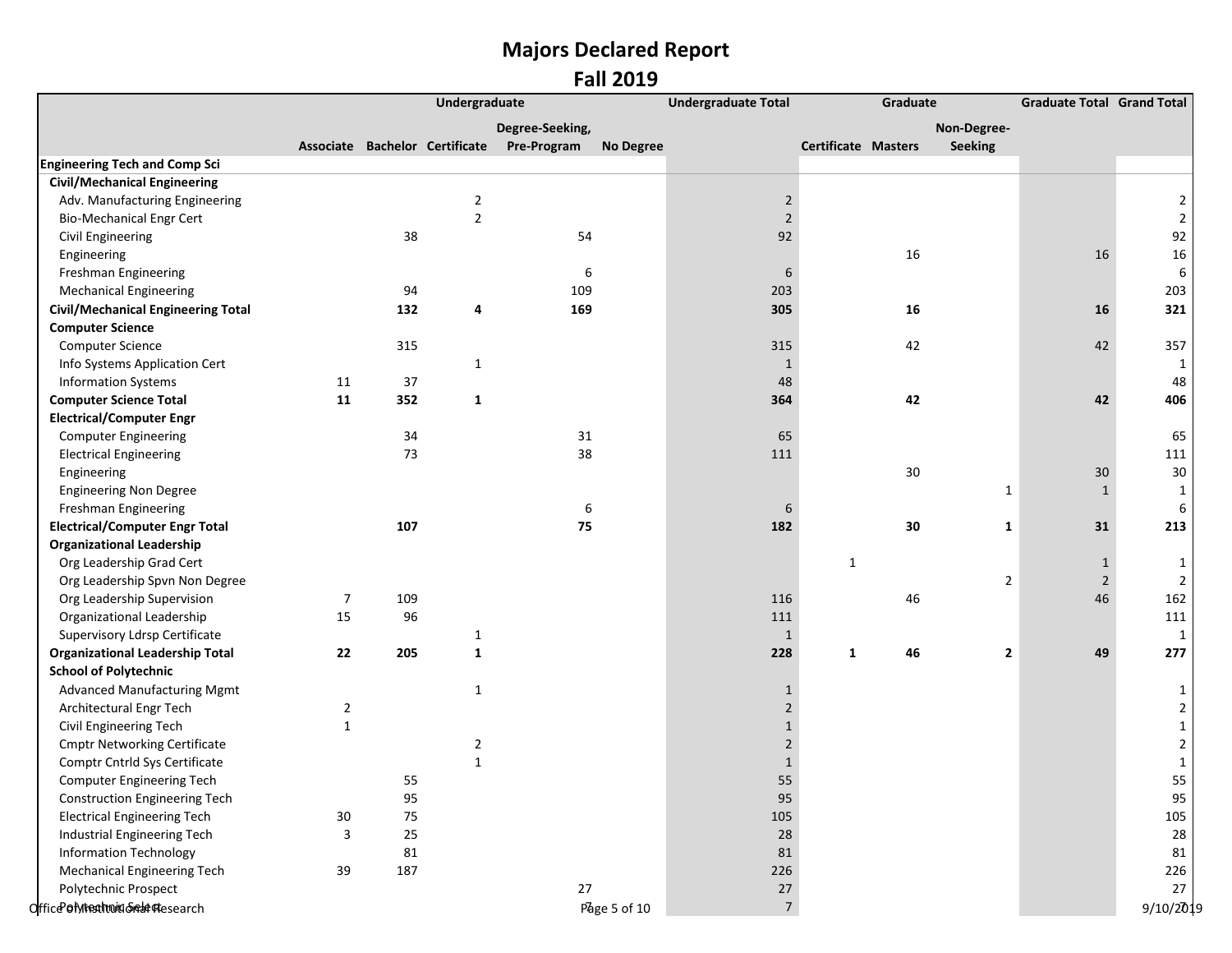# Majors Declared Report

## Fall 2019

| | Undergraduate | | | | | Undergraduate Total | Graduate | | | Graduate Total | Grand Total |
|---|---|---|---|---|---|---|---|---|---|---|---|
| | Associate | Bachelor | Certificate | Degree-Seeking, Pre-Program | No Degree | | Certificate | Masters | Non-Degree-Seeking | | |
| **Engineering Tech and Comp Sci** | | | | | | | | | | | |
| **Civil/Mechanical Engineering** | | | | | | | | | | | |
| Adv. Manufacturing Engineering | | | 2 | | | 2 | | | | | 2 |
| Bio-Mechanical Engr Cert | | | 2 | | | 2 | | | | | 2 |
| Civil Engineering | | 38 | | 54 | | 92 | | | | | 92 |
| Engineering | | | | | | | | 16 | | 16 | 16 |
| Freshman Engineering | | | | 6 | | 6 | | | | | 6 |
| Mechanical Engineering | | 94 | | 109 | | 203 | | | | | 203 |
| **Civil/Mechanical Engineering Total** | | **132** | **4** | **169** | | **305** | | **16** | | **16** | **321** |
| **Computer Science** | | | | | | | | | | | |
| Computer Science | | 315 | | | | 315 | | 42 | | 42 | 357 |
| Info Systems Application Cert | | | 1 | | | 1 | | | | | 1 |
| Information Systems | 11 | 37 | | | | 48 | | | | | 48 |
| **Computer Science Total** | **11** | **352** | **1** | | | **364** | | **42** | | **42** | **406** |
| **Electrical/Computer Engr** | | | | | | | | | | | |
| Computer Engineering | | 34 | | 31 | | 65 | | | | | 65 |
| Electrical Engineering | | 73 | | 38 | | 111 | | | | | 111 |
| Engineering | | | | | | | | 30 | | 30 | 30 |
| Engineering Non Degree | | | | | | | | | 1 | 1 | 1 |
| Freshman Engineering | | | | 6 | | 6 | | | | | 6 |
| **Electrical/Computer Engr Total** | | **107** | | **75** | | **182** | | **30** | **1** | **31** | **213** |
| **Organizational Leadership** | | | | | | | | | | | |
| Org Leadership Grad Cert | | | | | | | 1 | | | 1 | 1 |
| Org Leadership Spvn Non Degree | | | | | | | | | 2 | 2 | 2 |
| Org Leadership Supervision | 7 | 109 | | | | 116 | | 46 | | 46 | 162 |
| Organizational Leadership | 15 | 96 | | | | 111 | | | | | 111 |
| Supervisory Ldrsp Certificate | | | 1 | | | 1 | | | | | 1 |
| **Organizational Leadership Total** | **22** | **205** | **1** | | | **228** | **1** | **46** | **2** | **49** | **277** |
| **School of Polytechnic** | | | | | | | | | | | |
| Advanced Manufacturing Mgmt | | | 1 | | | 1 | | | | | 1 |
| Architectural Engr Tech | 2 | | | | | 2 | | | | | 2 |
| Civil Engineering Tech | 1 | | | | | 1 | | | | | 1 |
| Cmptr Networking Certificate | | | 2 | | | 2 | | | | | 2 |
| Comptr Cntrld Sys Certificate | | | 1 | | | 1 | | | | | 1 |
| Computer Engineering Tech | | 55 | | | | 55 | | | | | 55 |
| Construction Engineering Tech | | 95 | | | | 95 | | | | | 95 |
| Electrical Engineering Tech | 30 | 75 | | | | 105 | | | | | 105 |
| Industrial Engineering Tech | 3 | 25 | | | | 28 | | | | | 28 |
| Information Technology | | 81 | | | | 81 | | | | | 81 |
| Mechanical Engineering Tech | 39 | 187 | | | | 226 | | | | | 226 |
| Polytechnic Prospect | | | | 27 | | 27 | | | | | 27 |
| Polytechnic Select | | | | 7 | | 7 | | | | | 7 |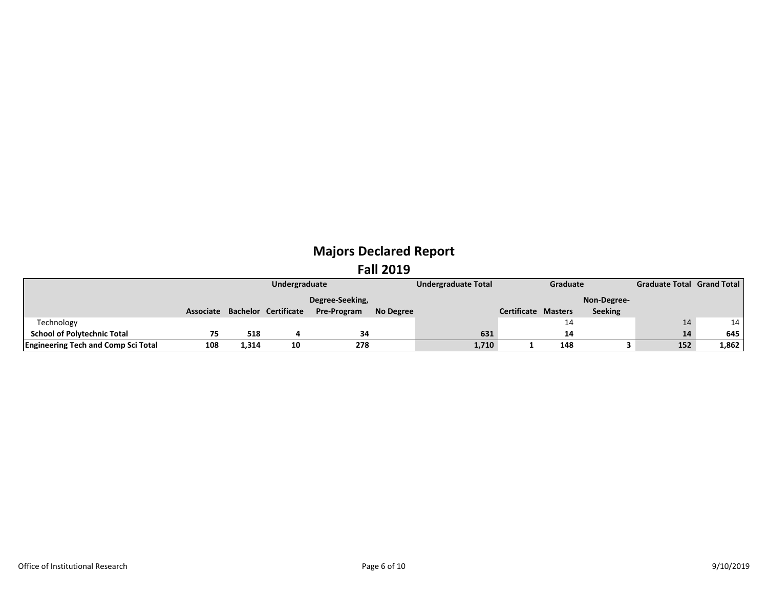# Majors Declared Report

## Fall 2019

| | Undergraduate | | | | | Undergraduate Total | Graduate | | | Graduate Total | Grand Total |
|---|---|---|---|---|---|---|---|---|---|---|---|
| | Associate | Bachelor | Certificate | Degree-Seeking, Pre-Program | No Degree | | Certificate | Masters | Non-Degree-Seeking | | |
| Technology | | | | | | | | 14 | | 14 | 14 |
| **School of Polytechnic Total** | **75** | **518** | **4** | **34** | | **631** | | **14** | | **14** | **645** |
| **Engineering Tech and Comp Sci Total** | **108** | **1,314** | **10** | **278** | | **1,710** | **1** | **148** | **3** | **152** | **1,862** |

Office of Institutional Research

9/10/2019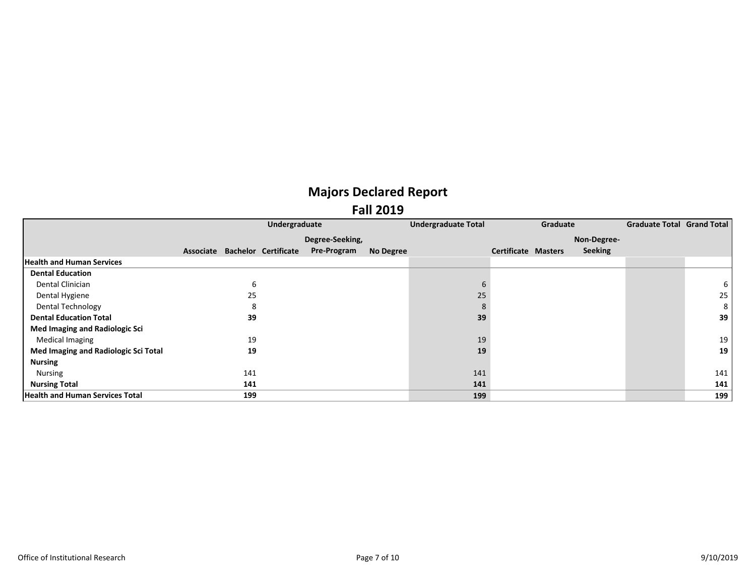# Majors Declared Report

## Fall 2019

| | Undergraduate | | | | | Undergraduate Total | Graduate | | | Graduate Total | Grand Total |
|---|---|---|---|---|---|---|---|---|---|---|---|
| | Associate | Bachelor | Certificate | Degree-Seeking, Pre-Program | No Degree | | Certificate | Masters | Non-Degree-Seeking | | |
| **Health and Human Services** | | | | | | | | | | | |
| **Dental Education** | | | | | | | | | | | |
| Dental Clinician | | 6 | | | | 6 | | | | | 6 |
| Dental Hygiene | | 25 | | | | 25 | | | | | 25 |
| Dental Technology | | 8 | | | | 8 | | | | | 8 |
| **Dental Education Total** | | **39** | | | | **39** | | | | | **39** |
| **Med Imaging and Radiologic Sci** | | | | | | | | | | | |
| Medical Imaging | | 19 | | | | 19 | | | | | 19 |
| **Med Imaging and Radiologic Sci Total** | | **19** | | | | **19** | | | | | **19** |
| **Nursing** | | | | | | | | | | | |
| Nursing | | 141 | | | | 141 | | | | | 141 |
| **Nursing Total** | | **141** | | | | **141** | | | | | **141** |
| **Health and Human Services Total** | | **199** | | | | **199** | | | | | **199** |

Office of Institutional Research

9/10/2019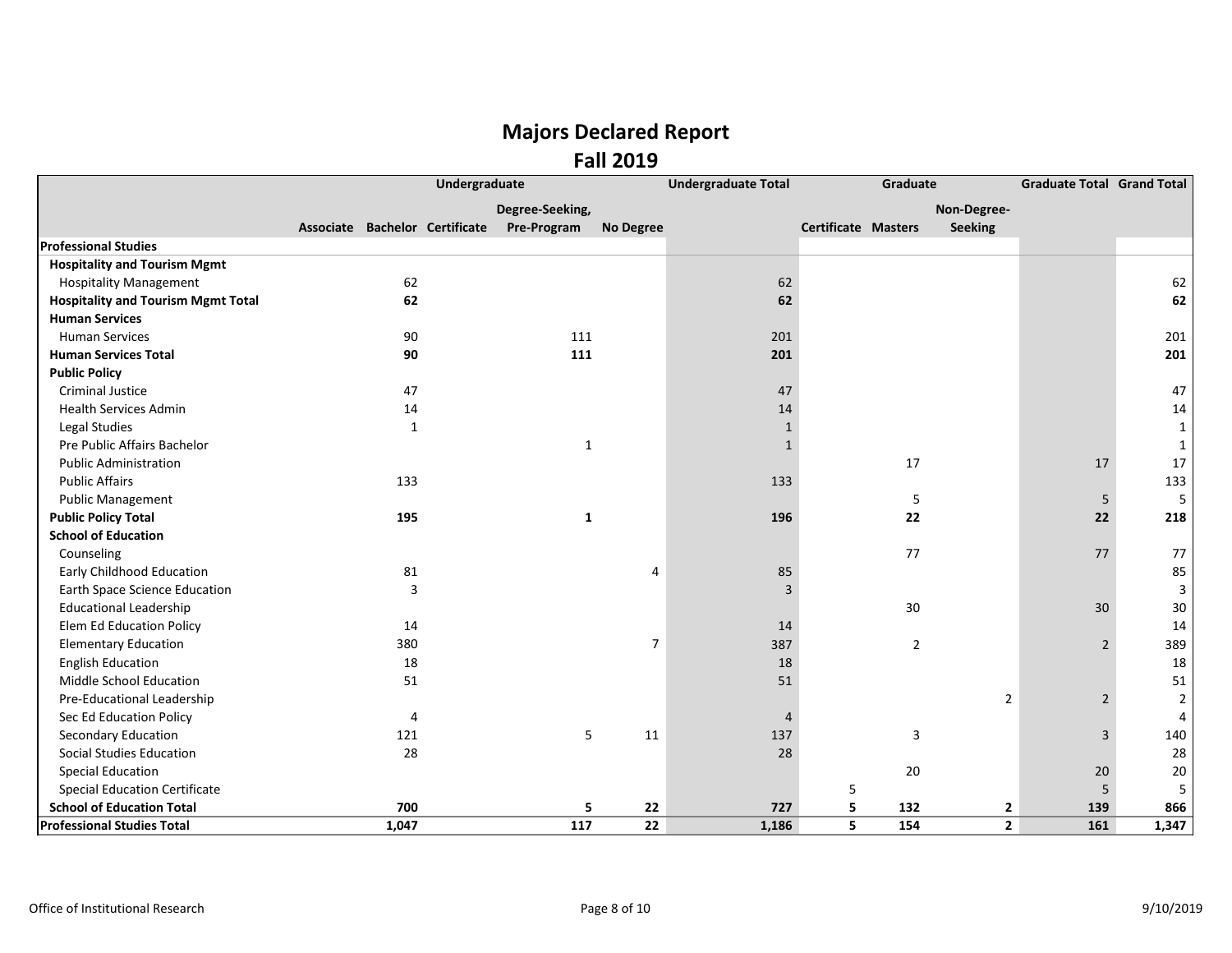# Majors Declared Report

## Fall 2019

| | Undergraduate | | | | | Undergraduate Total | Graduate | | | Graduate Total | Grand Total |
|---|---|---|---|---|---|---|---|---|---|---|---|
| | Associate | Bachelor | Certificate | Degree-Seeking, Pre-Program | No Degree | | Certificate | Masters | Non-Degree-Seeking | | |
| **Professional Studies** | | | | | | | | | | | |
| **Hospitality and Tourism Mgmt** | | | | | | | | | | | |
| Hospitality Management | | 62 | | | | 62 | | | | | 62 |
| **Hospitality and Tourism Mgmt Total** | | **62** | | | | **62** | | | | | **62** |
| **Human Services** | | | | | | | | | | | |
| Human Services | | 90 | | 111 | | 201 | | | | | 201 |
| **Human Services Total** | | **90** | | **111** | | **201** | | | | | **201** |
| **Public Policy** | | | | | | | | | | | |
| Criminal Justice | | 47 | | | | 47 | | | | | 47 |
| Health Services Admin | | 14 | | | | 14 | | | | | 14 |
| Legal Studies | | 1 | | | | 1 | | | | | 1 |
| Pre Public Affairs Bachelor | | | | 1 | | 1 | | | | | 1 |
| Public Administration | | | | | | | | 17 | | 17 | 17 |
| Public Affairs | | 133 | | | | 133 | | | | | 133 |
| Public Management | | | | | | | | 5 | | 5 | 5 |
| **Public Policy Total** | | **195** | | **1** | | **196** | | **22** | | **22** | **218** |
| **School of Education** | | | | | | | | | | | |
| Counseling | | | | | | | | 77 | | 77 | 77 |
| Early Childhood Education | | 81 | | | 4 | 85 | | | | | 85 |
| Earth Space Science Education | | 3 | | | | 3 | | | | | 3 |
| Educational Leadership | | | | | | | | 30 | | 30 | 30 |
| Elem Ed Education Policy | | 14 | | | | 14 | | | | | 14 |
| Elementary Education | | 380 | | | 7 | 387 | | 2 | | 2 | 389 |
| English Education | | 18 | | | | 18 | | | | | 18 |
| Middle School Education | | 51 | | | | 51 | | | | | 51 |
| Pre-Educational Leadership | | | | | | | | | 2 | 2 | 2 |
| Sec Ed Education Policy | | 4 | | | | 4 | | | | | 4 |
| Secondary Education | | 121 | | 5 | 11 | 137 | | 3 | | 3 | 140 |
| Social Studies Education | | 28 | | | | 28 | | | | | 28 |
| Special Education | | | | | | | | 20 | | 20 | 20 |
| Special Education Certificate | | | | | | | 5 | | | 5 | 5 |
| **School of Education Total** | | **700** | | **5** | **22** | **727** | **5** | **132** | **2** | **139** | **866** |
| **Professional Studies Total** | | **1,047** | | **117** | **22** | **1,186** | **5** | **154** | **2** | **161** | **1,347** |

Office of Institutional Research

9/10/2019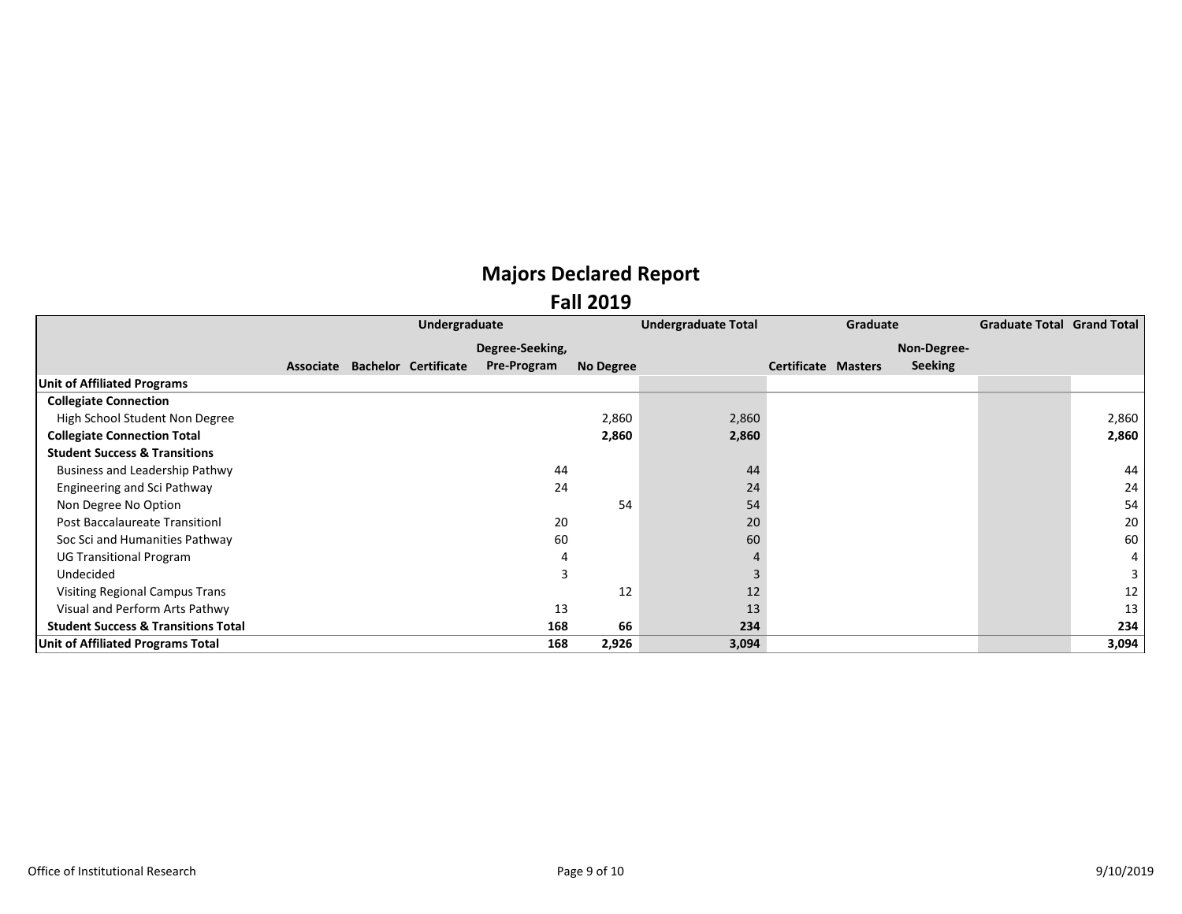# Majors Declared Report

## Fall 2019

| | Undergraduate | | | | | Undergraduate Total | Graduate | | | Graduate Total | Grand Total |
|---|---|---|---|---|---|---|---|---|---|---|---|
| | Associate | Bachelor | Certificate | Degree-Seeking, Pre-Program | No Degree | | Certificate | Masters | Non-Degree-Seeking | | |
| **Unit of Affiliated Programs** | | | | | | | | | | | |
| **Collegiate Connection** | | | | | | | | | | | |
| High School Student Non Degree | | | | | 2,860 | 2,860 | | | | | 2,860 |
| **Collegiate Connection Total** | | | | | **2,860** | **2,860** | | | | | **2,860** |
| **Student Success & Transitions** | | | | | | | | | | | |
| Business and Leadership Pathwy | | | | 44 | | 44 | | | | | 44 |
| Engineering and Sci Pathway | | | | 24 | | 24 | | | | | 24 |
| Non Degree No Option | | | | | 54 | 54 | | | | | 54 |
| Post Baccalaureate Transitionl | | | | 20 | | 20 | | | | | 20 |
| Soc Sci and Humanities Pathway | | | | 60 | | 60 | | | | | 60 |
| UG Transitional Program | | | | 4 | | 4 | | | | | 4 |
| Undecided | | | | 3 | | 3 | | | | | 3 |
| Visiting Regional Campus Trans | | | | | 12 | 12 | | | | | 12 |
| Visual and Perform Arts Pathwy | | | | 13 | | 13 | | | | | 13 |
| **Student Success & Transitions Total** | | | | **168** | **66** | **234** | | | | | **234** |
| **Unit of Affiliated Programs Total** | | | | **168** | **2,926** | **3,094** | | | | | **3,094** |

Office of Institutional Research

9/10/2019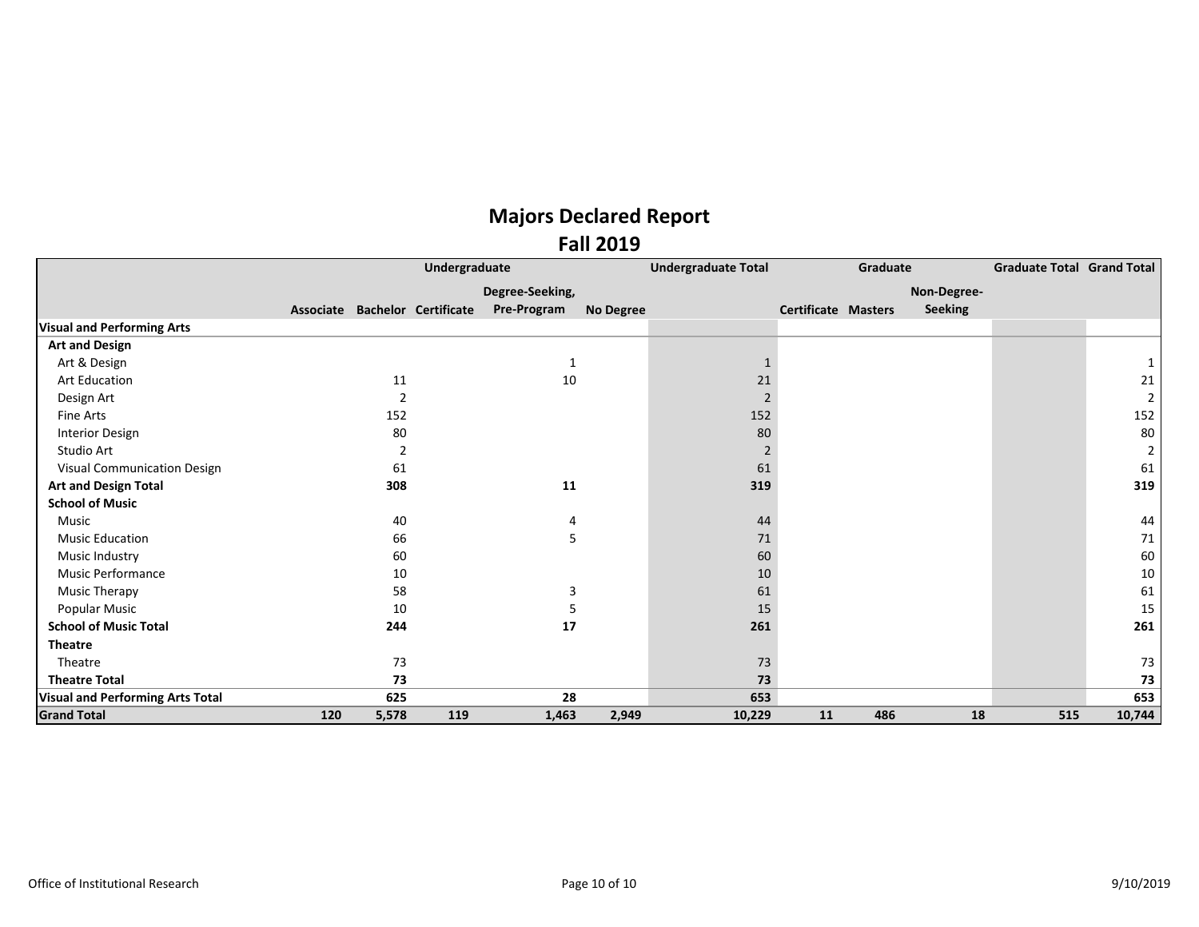# Majors Declared Report

## Fall 2019

| | Undergraduate | | | | | Undergraduate Total | Graduate | | | Graduate Total | Grand Total |
|---|---|---|---|---|---|---|---|---|---|---|---|
| | Associate | Bachelor | Certificate | Degree-Seeking, Pre-Program | No Degree | | Certificate | Masters | Non-Degree-Seeking | | |
| **Visual and Performing Arts** | | | | | | | | | | | |
| **Art and Design** | | | | | | | | | | | |
| Art & Design | | | | 1 | | 1 | | | | | 1 |
| Art Education | | 11 | | 10 | | 21 | | | | | 21 |
| Design Art | | 2 | | | | 2 | | | | | 2 |
| Fine Arts | | 152 | | | | 152 | | | | | 152 |
| Interior Design | | 80 | | | | 80 | | | | | 80 |
| Studio Art | | 2 | | | | 2 | | | | | 2 |
| Visual Communication Design | | 61 | | | | 61 | | | | | 61 |
| **Art and Design Total** | | **308** | | **11** | | **319** | | | | | **319** |
| **School of Music** | | | | | | | | | | | |
| Music | | 40 | | 4 | | 44 | | | | | 44 |
| Music Education | | 66 | | 5 | | 71 | | | | | 71 |
| Music Industry | | 60 | | | | 60 | | | | | 60 |
| Music Performance | | 10 | | | | 10 | | | | | 10 |
| Music Therapy | | 58 | | 3 | | 61 | | | | | 61 |
| Popular Music | | 10 | | 5 | | 15 | | | | | 15 |
| **School of Music Total** | | **244** | | **17** | | **261** | | | | | **261** |
| **Theatre** | | | | | | | | | | | |
| Theatre | | 73 | | | | 73 | | | | | 73 |
| **Theatre Total** | | **73** | | | | **73** | | | | | **73** |
| **Visual and Performing Arts Total** | | **625** | | **28** | | **653** | | | | | **653** |
| **Grand Total** | **120** | **5,578** | **119** | **1,463** | **2,949** | **10,229** | **11** | **486** | **18** | **515** | **10,744** |

Office of Institutional Research

9/10/2019